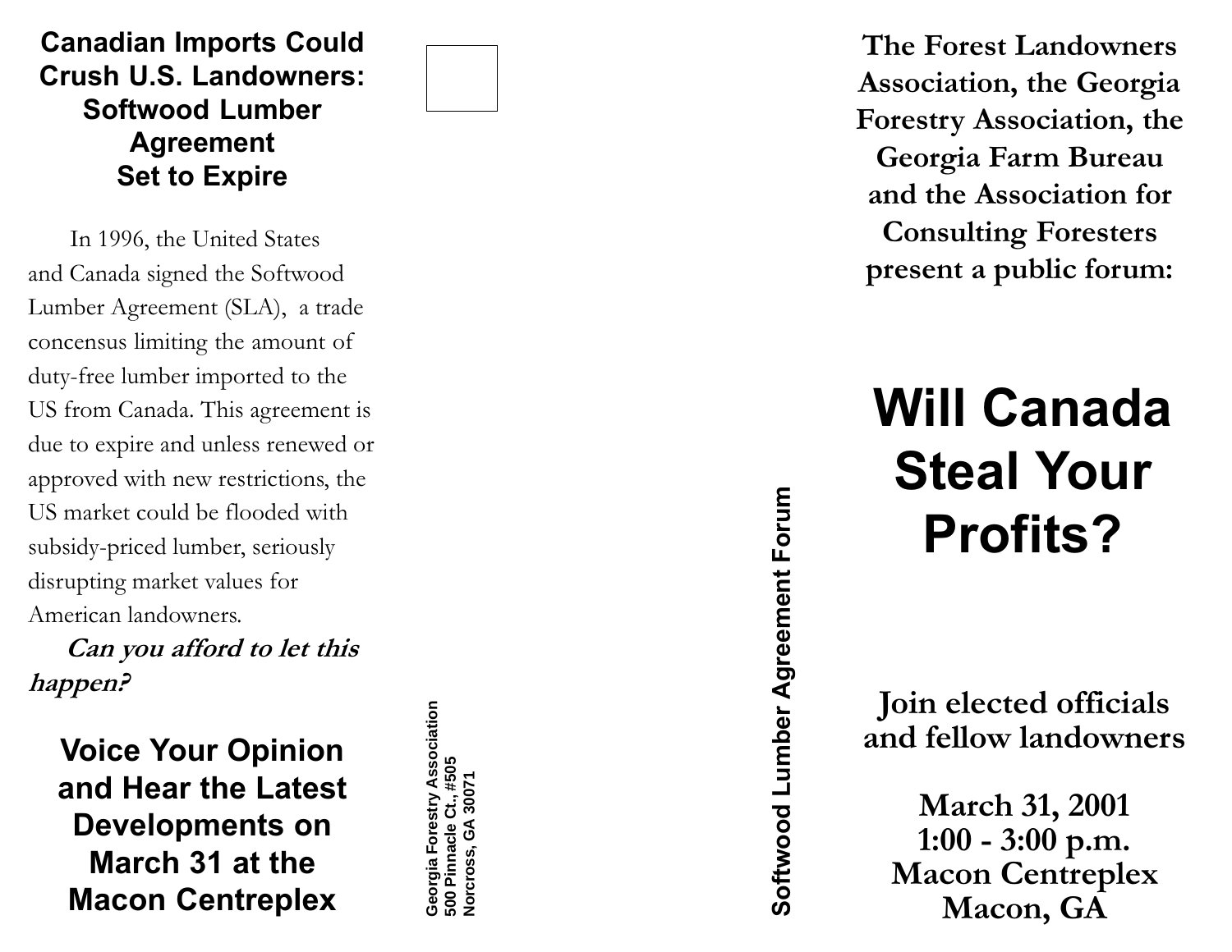# Canadian Imports Could Crush U.S. Landowners: Softwood Lumber Agreement Set to Expire

In 1996, the United States and Canada signed the Softwood Lumber Agreement (SLA), a trade concensus limiting the amount of duty-free lumber imported to the US from Canada. This agreement is due to expire and unless renewed or approved with new restrictions, the US market could be flooded with subsidy-priced lumber, seriously disrupting market values for American landowners.

***Can you afford to let this happen?***

## Voice Your Opinion and Hear the Latest Developments on March 31 at the Macon Centreplex

Georgia Forestry Association
500 Pinnacle Ct., #505
Norcross, GA 30071

**Softwood Lumber Agreement Forum**

**The Forest Landowners Association, the Georgia Forestry Association, the Georgia Farm Bureau and the Association for Consulting Foresters present a public forum:**

# Will Canada Steal Your Profits?

**Join elected officials and fellow landowners**

**March 31, 2001**
**1:00 - 3:00 p.m.**
**Macon Centreplex**
**Macon, GA**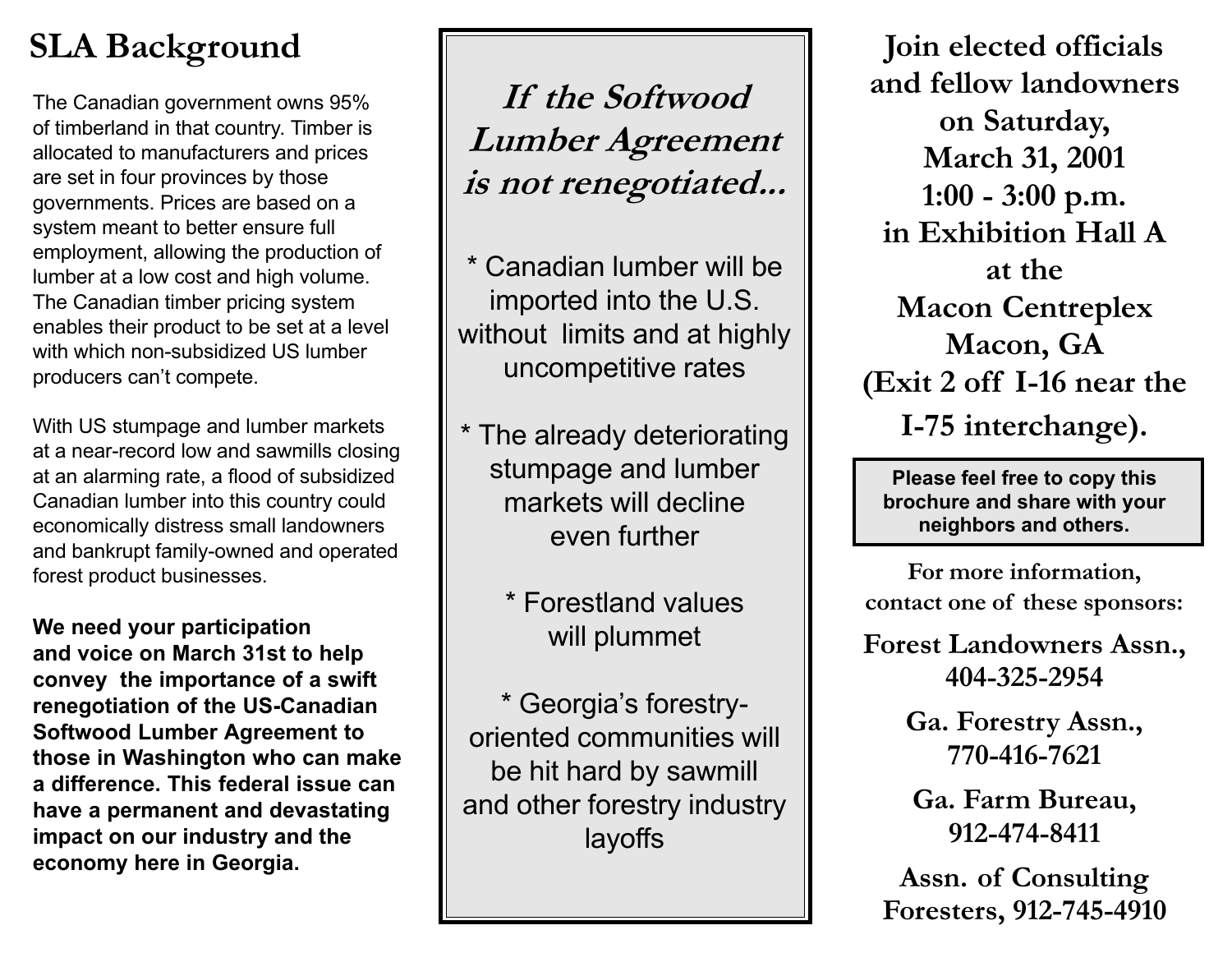## SLA Background

The Canadian government owns 95% of timberland in that country. Timber is allocated to manufacturers and prices are set in four provinces by those governments. Prices are based on a system meant to better ensure full employment, allowing the production of lumber at a low cost and high volume. The Canadian timber pricing system enables their product to be set at a level with which non-subsidized US lumber producers can't compete.

With US stumpage and lumber markets at a near-record low and sawmills closing at an alarming rate, a flood of subsidized Canadian lumber into this country could economically distress small landowners and bankrupt family-owned and operated forest product businesses.

**We need your participation and voice on March 31st to help convey the importance of a swift renegotiation of the US-Canadian Softwood Lumber Agreement to those in Washington who can make a difference. This federal issue can have a permanent and devastating impact on our industry and the economy here in Georgia.**

***If the Softwood Lumber Agreement is not renegotiated...***

* Canadian lumber will be imported into the U.S. without limits and at highly uncompetitive rates

* The already deteriorating stumpage and lumber markets will decline even further

* Forestland values will plummet

* Georgia's forestry-oriented communities will be hit hard by sawmill and other forestry industry layoffs

**Join elected officials and fellow landowners on Saturday, March 31, 2001 1:00 - 3:00 p.m. in Exhibition Hall A at the Macon Centreplex Macon, GA (Exit 2 off I-16 near the I-75 interchange).**

**Please feel free to copy this brochure and share with your neighbors and others.**

**For more information, contact one of these sponsors:**

**Forest Landowners Assn., 404-325-2954**

**Ga. Forestry Assn., 770-416-7621**

**Ga. Farm Bureau, 912-474-8411**

**Assn. of Consulting Foresters, 912-745-4910**